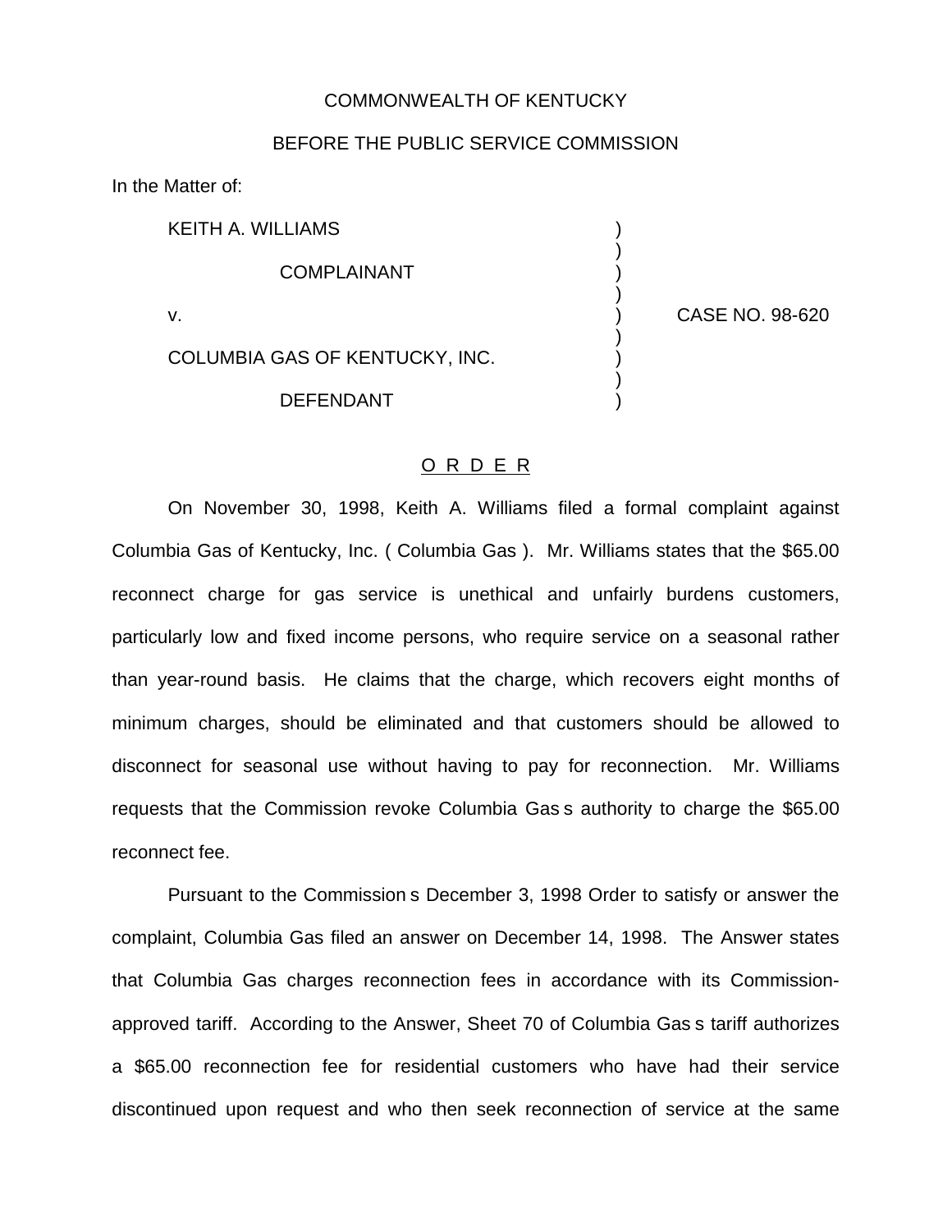COMMONWEALTH OF KENTUCKY

BEFORE THE PUBLIC SERVICE COMMISSION

In the Matter of:

| | | |
|---|---|---|
| KEITH A. WILLIAMS | ) | |
| COMPLAINANT | ) | |
| v. | ) | CASE NO. 98-620 |
| COLUMBIA GAS OF KENTUCKY, INC. | ) | |
| DEFENDANT | ) | |

ORDER

On November 30, 1998, Keith A. Williams filed a formal complaint against Columbia Gas of Kentucky, Inc. ( Columbia Gas ). Mr. Williams states that the $65.00 reconnect charge for gas service is unethical and unfairly burdens customers, particularly low and fixed income persons, who require service on a seasonal rather than year-round basis. He claims that the charge, which recovers eight months of minimum charges, should be eliminated and that customers should be allowed to disconnect for seasonal use without having to pay for reconnection. Mr. Williams requests that the Commission revoke Columbia Gas s authority to charge the $65.00 reconnect fee.

Pursuant to the Commission s December 3, 1998 Order to satisfy or answer the complaint, Columbia Gas filed an answer on December 14, 1998. The Answer states that Columbia Gas charges reconnection fees in accordance with its Commission-approved tariff. According to the Answer, Sheet 70 of Columbia Gas s tariff authorizes a $65.00 reconnection fee for residential customers who have had their service discontinued upon request and who then seek reconnection of service at the same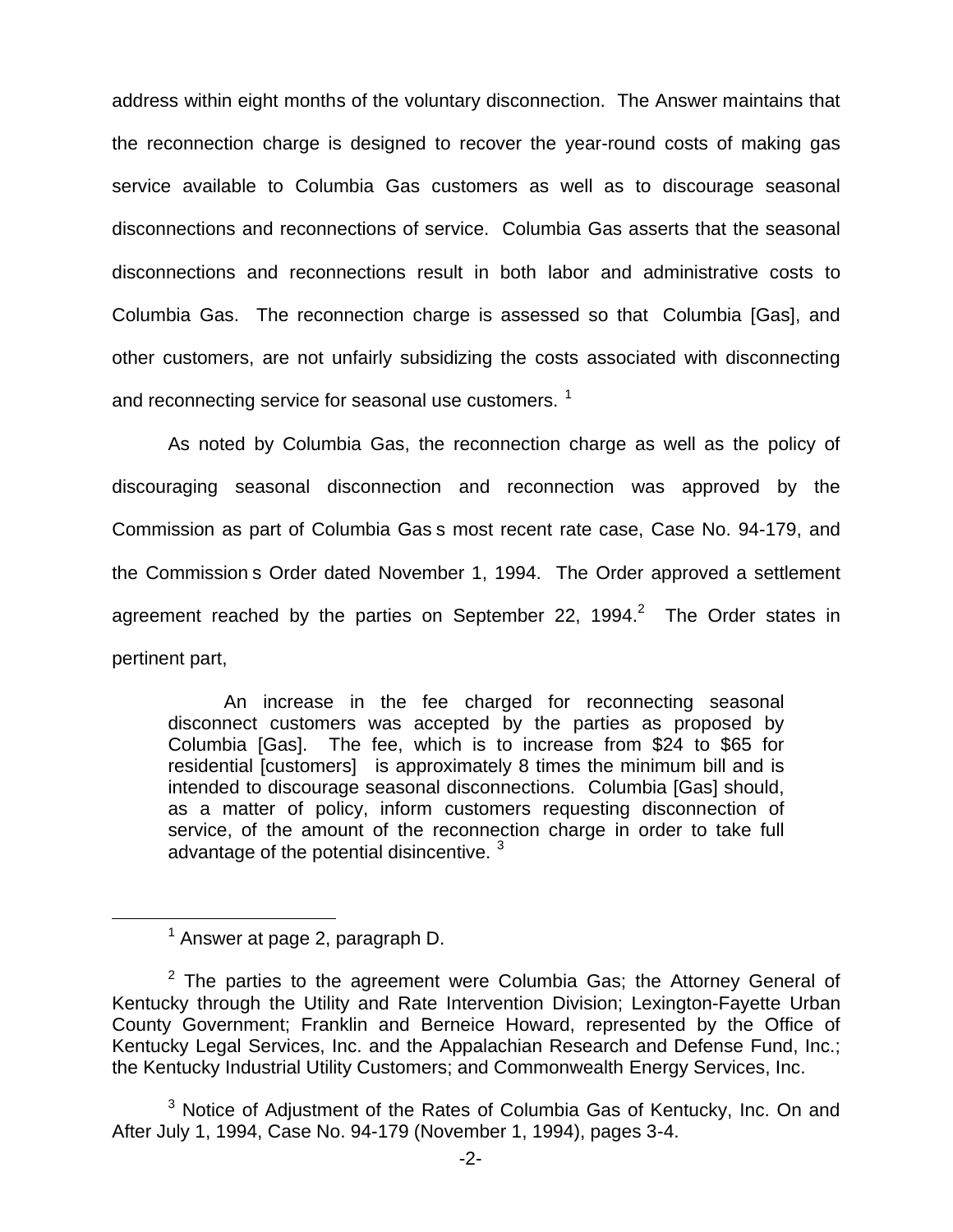address within eight months of the voluntary disconnection. The Answer maintains that the reconnection charge is designed to recover the year-round costs of making gas service available to Columbia Gas customers as well as to discourage seasonal disconnections and reconnections of service. Columbia Gas asserts that the seasonal disconnections and reconnections result in both labor and administrative costs to Columbia Gas. The reconnection charge is assessed so that Columbia [Gas], and other customers, are not unfairly subsidizing the costs associated with disconnecting and reconnecting service for seasonal use customers. [1]

As noted by Columbia Gas, the reconnection charge as well as the policy of discouraging seasonal disconnection and reconnection was approved by the Commission as part of Columbia Gas s most recent rate case, Case No. 94-179, and the Commission s Order dated November 1, 1994. The Order approved a settlement agreement reached by the parties on September 22, 1994.[2] The Order states in pertinent part,

> An increase in the fee charged for reconnecting seasonal disconnect customers was accepted by the parties as proposed by Columbia [Gas]. The fee, which is to increase from $24 to $65 for residential [customers] is approximately 8 times the minimum bill and is intended to discourage seasonal disconnections. Columbia [Gas] should, as a matter of policy, inform customers requesting disconnection of service, of the amount of the reconnection charge in order to take full advantage of the potential disincentive. [3]

---

[1] Answer at page 2, paragraph D.

[2] The parties to the agreement were Columbia Gas; the Attorney General of Kentucky through the Utility and Rate Intervention Division; Lexington-Fayette Urban County Government; Franklin and Berneice Howard, represented by the Office of Kentucky Legal Services, Inc. and the Appalachian Research and Defense Fund, Inc.; the Kentucky Industrial Utility Customers; and Commonwealth Energy Services, Inc.

[3] Notice of Adjustment of the Rates of Columbia Gas of Kentucky, Inc. On and After July 1, 1994, Case No. 94-179 (November 1, 1994), pages 3-4.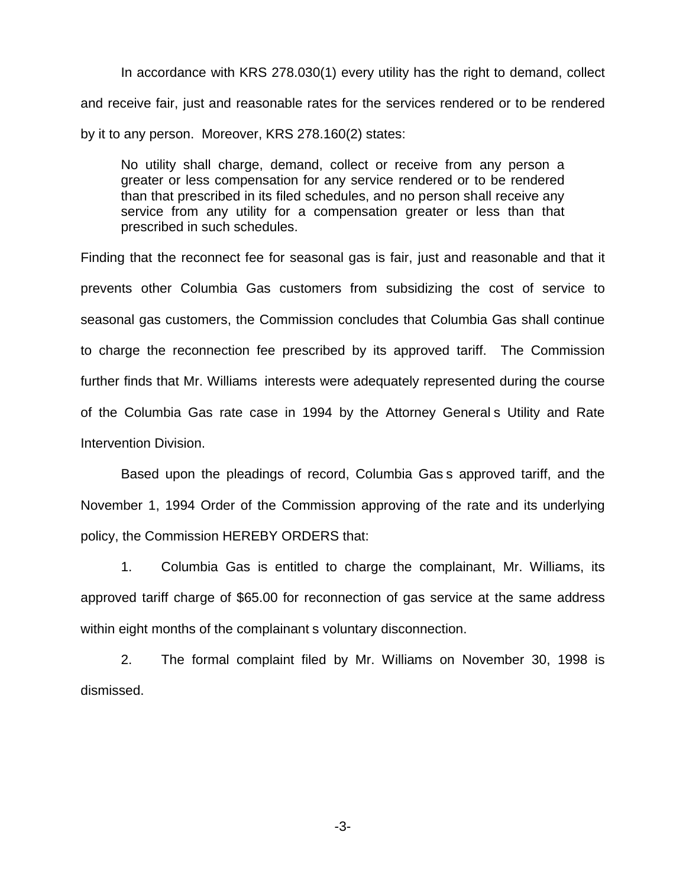In accordance with KRS 278.030(1) every utility has the right to demand, collect and receive fair, just and reasonable rates for the services rendered or to be rendered by it to any person. Moreover, KRS 278.160(2) states:

> No utility shall charge, demand, collect or receive from any person a greater or less compensation for any service rendered or to be rendered than that prescribed in its filed schedules, and no person shall receive any service from any utility for a compensation greater or less than that prescribed in such schedules.

Finding that the reconnect fee for seasonal gas is fair, just and reasonable and that it prevents other Columbia Gas customers from subsidizing the cost of service to seasonal gas customers, the Commission concludes that Columbia Gas shall continue to charge the reconnection fee prescribed by its approved tariff. The Commission further finds that Mr. Williams interests were adequately represented during the course of the Columbia Gas rate case in 1994 by the Attorney General s Utility and Rate Intervention Division.

Based upon the pleadings of record, Columbia Gas s approved tariff, and the November 1, 1994 Order of the Commission approving of the rate and its underlying policy, the Commission HEREBY ORDERS that:

1. Columbia Gas is entitled to charge the complainant, Mr. Williams, its approved tariff charge of $65.00 for reconnection of gas service at the same address within eight months of the complainant s voluntary disconnection.

2. The formal complaint filed by Mr. Williams on November 30, 1998 is dismissed.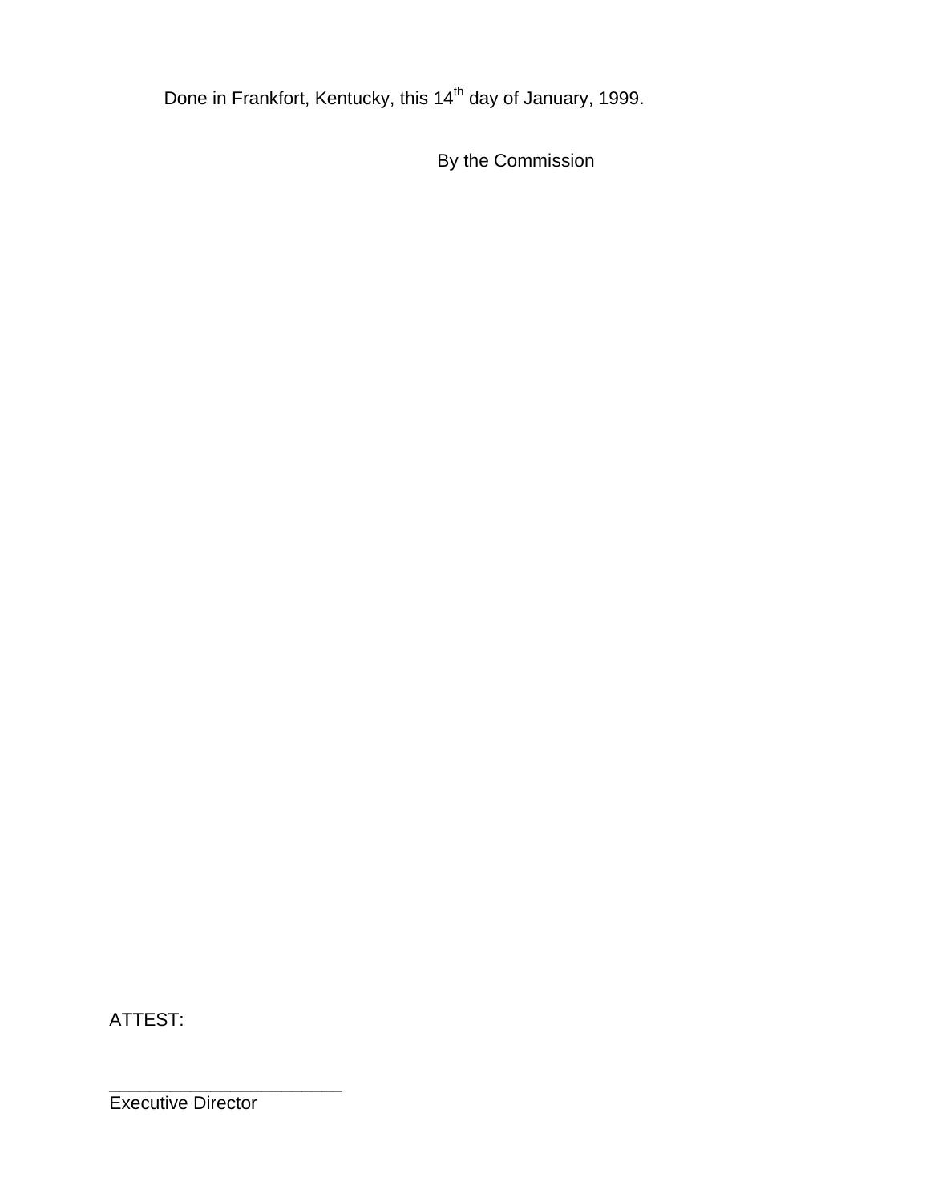Done in Frankfort, Kentucky, this 14th day of January, 1999.

By the Commission

ATTEST:

_______________________
Executive Director